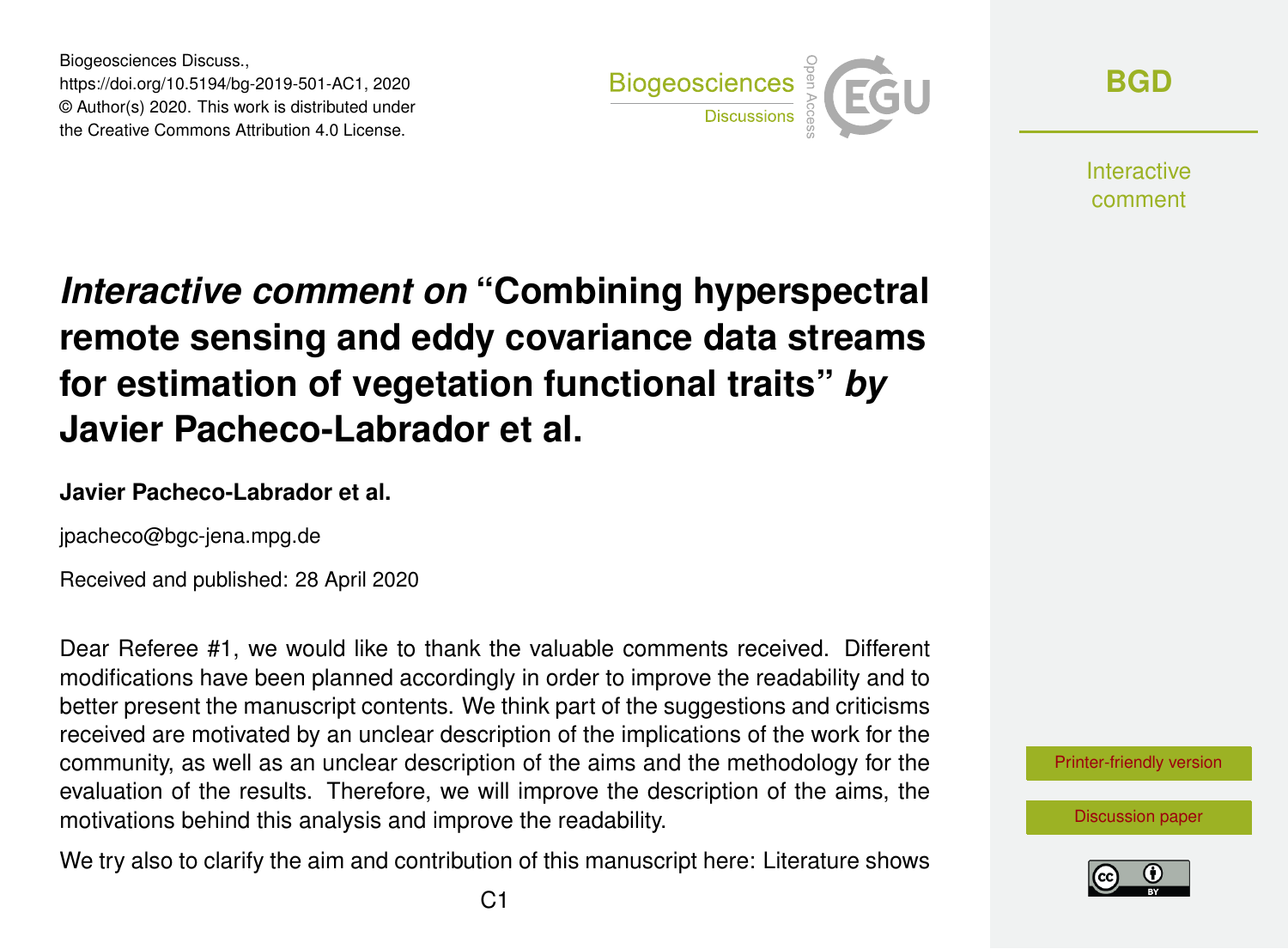Biogeosciences Discuss.,
https://doi.org/10.5194/bg-2019-501-AC1, 2020
© Author(s) 2020. This work is distributed under
the Creative Commons Attribution 4.0 License.

# *Interactive comment on* "Combining hyperspectral remote sensing and eddy covariance data streams for estimation of vegetation functional traits" *by* Javier Pacheco-Labrador et al.

**Javier Pacheco-Labrador et al.**

jpacheco@bgc-jena.mpg.de

Received and published: 28 April 2020

Dear Referee #1, we would like to thank the valuable comments received. Different modifications have been planned accordingly in order to improve the readability and to better present the manuscript contents. We think part of the suggestions and criticisms received are motivated by an unclear description of the implications of the work for the community, as well as an unclear description of the aims and the methodology for the evaluation of the results. Therefore, we will improve the description of the aims, the motivations behind this analysis and improve the readability.

We try also to clarify the aim and contribution of this manuscript here: Literature shows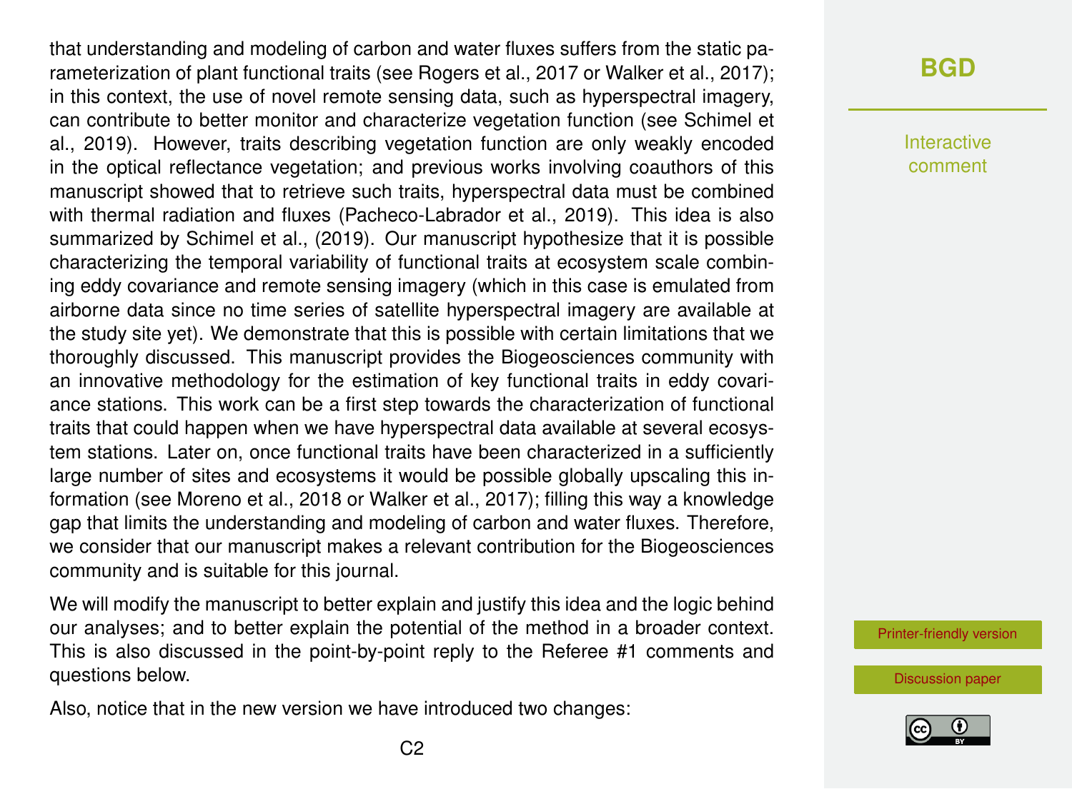that understanding and modeling of carbon and water fluxes suffers from the static parameterization of plant functional traits (see Rogers et al., 2017 or Walker et al., 2017); in this context, the use of novel remote sensing data, such as hyperspectral imagery, can contribute to better monitor and characterize vegetation function (see Schimel et al., 2019). However, traits describing vegetation function are only weakly encoded in the optical reflectance vegetation; and previous works involving coauthors of this manuscript showed that to retrieve such traits, hyperspectral data must be combined with thermal radiation and fluxes (Pacheco-Labrador et al., 2019). This idea is also summarized by Schimel et al., (2019). Our manuscript hypothesize that it is possible characterizing the temporal variability of functional traits at ecosystem scale combining eddy covariance and remote sensing imagery (which in this case is emulated from airborne data since no time series of satellite hyperspectral imagery are available at the study site yet). We demonstrate that this is possible with certain limitations that we thoroughly discussed. This manuscript provides the Biogeosciences community with an innovative methodology for the estimation of key functional traits in eddy covariance stations. This work can be a first step towards the characterization of functional traits that could happen when we have hyperspectral data available at several ecosystem stations. Later on, once functional traits have been characterized in a sufficiently large number of sites and ecosystems it would be possible globally upscaling this information (see Moreno et al., 2018 or Walker et al., 2017); filling this way a knowledge gap that limits the understanding and modeling of carbon and water fluxes. Therefore, we consider that our manuscript makes a relevant contribution for the Biogeosciences community and is suitable for this journal.

We will modify the manuscript to better explain and justify this idea and the logic behind our analyses; and to better explain the potential of the method in a broader context. This is also discussed in the point-by-point reply to the Referee #1 comments and questions below.

Also, notice that in the new version we have introduced two changes: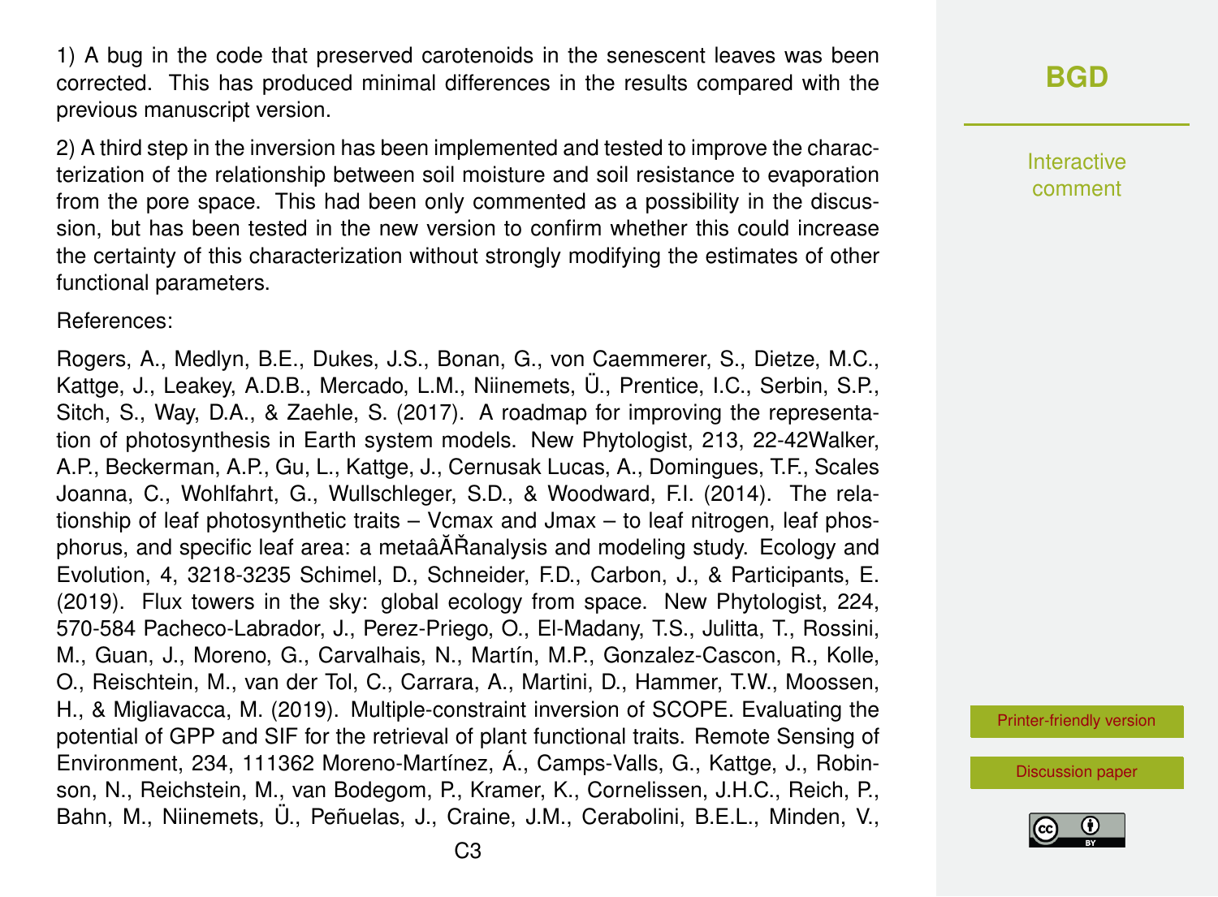1) A bug in the code that preserved carotenoids in the senescent leaves was been corrected. This has produced minimal differences in the results compared with the previous manuscript version.

2) A third step in the inversion has been implemented and tested to improve the characterization of the relationship between soil moisture and soil resistance to evaporation from the pore space. This had been only commented as a possibility in the discussion, but has been tested in the new version to confirm whether this could increase the certainty of this characterization without strongly modifying the estimates of other functional parameters.

References:

Rogers, A., Medlyn, B.E., Dukes, J.S., Bonan, G., von Caemmerer, S., Dietze, M.C., Kattge, J., Leakey, A.D.B., Mercado, L.M., Niinemets, Ü., Prentice, I.C., Serbin, S.P., Sitch, S., Way, D.A., & Zaehle, S. (2017). A roadmap for improving the representation of photosynthesis in Earth system models. New Phytologist, 213, 22-42Walker, A.P., Beckerman, A.P., Gu, L., Kattge, J., Cernusak Lucas, A., Domingues, T.F., Scales Joanna, C., Wohlfahrt, G., Wullschleger, S.D., & Woodward, F.I. (2014). The relationship of leaf photosynthetic traits – Vcmax and Jmax – to leaf nitrogen, leaf phosphorus, and specific leaf area: a metaâĂŘanalysis and modeling study. Ecology and Evolution, 4, 3218-3235 Schimel, D., Schneider, F.D., Carbon, J., & Participants, E. (2019). Flux towers in the sky: global ecology from space. New Phytologist, 224, 570-584 Pacheco-Labrador, J., Perez-Priego, O., El-Madany, T.S., Julitta, T., Rossini, M., Guan, J., Moreno, G., Carvalhais, N., Martín, M.P., Gonzalez-Cascon, R., Kolle, O., Reischtein, M., van der Tol, C., Carrara, A., Martini, D., Hammer, T.W., Moossen, H., & Migliavacca, M. (2019). Multiple-constraint inversion of SCOPE. Evaluating the potential of GPP and SIF for the retrieval of plant functional traits. Remote Sensing of Environment, 234, 111362 Moreno-Martínez, Á., Camps-Valls, G., Kattge, J., Robinson, N., Reichstein, M., van Bodegom, P., Kramer, K., Cornelissen, J.H.C., Reich, P., Bahn, M., Niinemets, Ü., Peñuelas, J., Craine, J.M., Cerabolini, B.E.L., Minden, V.,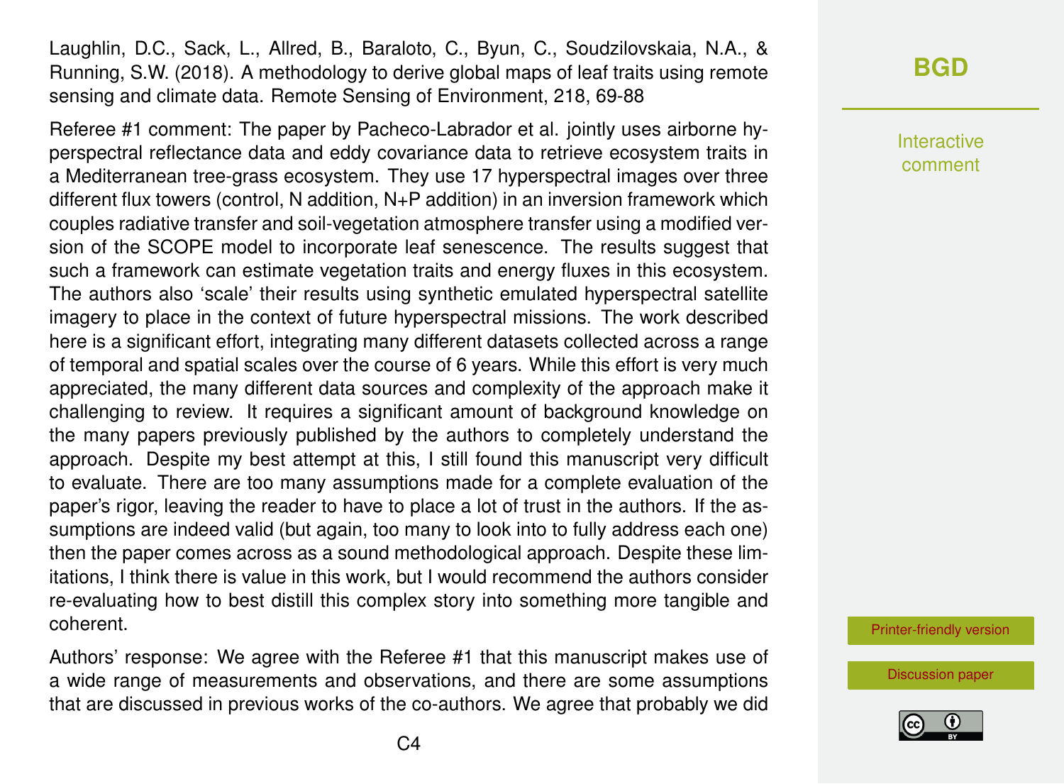Laughlin, D.C., Sack, L., Allred, B., Baraloto, C., Byun, C., Soudzilovskaia, N.A., & Running, S.W. (2018). A methodology to derive global maps of leaf traits using remote sensing and climate data. Remote Sensing of Environment, 218, 69-88

Referee #1 comment: The paper by Pacheco-Labrador et al. jointly uses airborne hyperspectral reflectance data and eddy covariance data to retrieve ecosystem traits in a Mediterranean tree-grass ecosystem. They use 17 hyperspectral images over three different flux towers (control, N addition, N+P addition) in an inversion framework which couples radiative transfer and soil-vegetation atmosphere transfer using a modified version of the SCOPE model to incorporate leaf senescence. The results suggest that such a framework can estimate vegetation traits and energy fluxes in this ecosystem. The authors also 'scale' their results using synthetic emulated hyperspectral satellite imagery to place in the context of future hyperspectral missions. The work described here is a significant effort, integrating many different datasets collected across a range of temporal and spatial scales over the course of 6 years. While this effort is very much appreciated, the many different data sources and complexity of the approach make it challenging to review. It requires a significant amount of background knowledge on the many papers previously published by the authors to completely understand the approach. Despite my best attempt at this, I still found this manuscript very difficult to evaluate. There are too many assumptions made for a complete evaluation of the paper's rigor, leaving the reader to have to place a lot of trust in the authors. If the assumptions are indeed valid (but again, too many to look into to fully address each one) then the paper comes across as a sound methodological approach. Despite these limitations, I think there is value in this work, but I would recommend the authors consider re-evaluating how to best distill this complex story into something more tangible and coherent.

Authors' response: We agree with the Referee #1 that this manuscript makes use of a wide range of measurements and observations, and there are some assumptions that are discussed in previous works of the co-authors. We agree that probably we did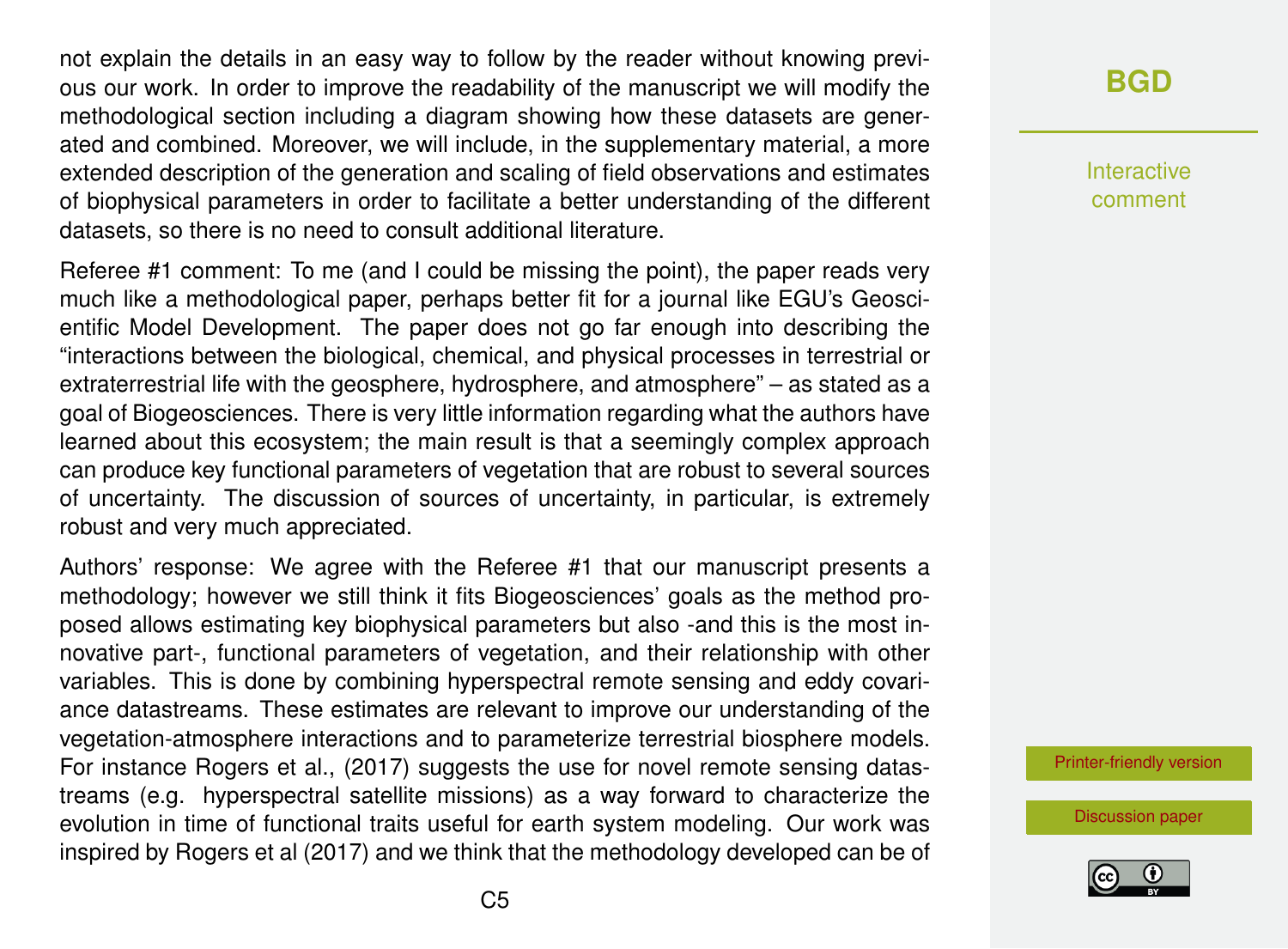not explain the details in an easy way to follow by the reader without knowing previous our work. In order to improve the readability of the manuscript we will modify the methodological section including a diagram showing how these datasets are generated and combined. Moreover, we will include, in the supplementary material, a more extended description of the generation and scaling of field observations and estimates of biophysical parameters in order to facilitate a better understanding of the different datasets, so there is no need to consult additional literature.

Referee #1 comment: To me (and I could be missing the point), the paper reads very much like a methodological paper, perhaps better fit for a journal like EGU's Geoscientific Model Development. The paper does not go far enough into describing the "interactions between the biological, chemical, and physical processes in terrestrial or extraterrestrial life with the geosphere, hydrosphere, and atmosphere" – as stated as a goal of Biogeosciences. There is very little information regarding what the authors have learned about this ecosystem; the main result is that a seemingly complex approach can produce key functional parameters of vegetation that are robust to several sources of uncertainty. The discussion of sources of uncertainty, in particular, is extremely robust and very much appreciated.

Authors' response: We agree with the Referee #1 that our manuscript presents a methodology; however we still think it fits Biogeosciences' goals as the method proposed allows estimating key biophysical parameters but also -and this is the most innovative part-, functional parameters of vegetation, and their relationship with other variables. This is done by combining hyperspectral remote sensing and eddy covariance datastreams. These estimates are relevant to improve our understanding of the vegetation-atmosphere interactions and to parameterize terrestrial biosphere models. For instance Rogers et al., (2017) suggests the use for novel remote sensing datastreams (e.g. hyperspectral satellite missions) as a way forward to characterize the evolution in time of functional traits useful for earth system modeling. Our work was inspired by Rogers et al (2017) and we think that the methodology developed can be of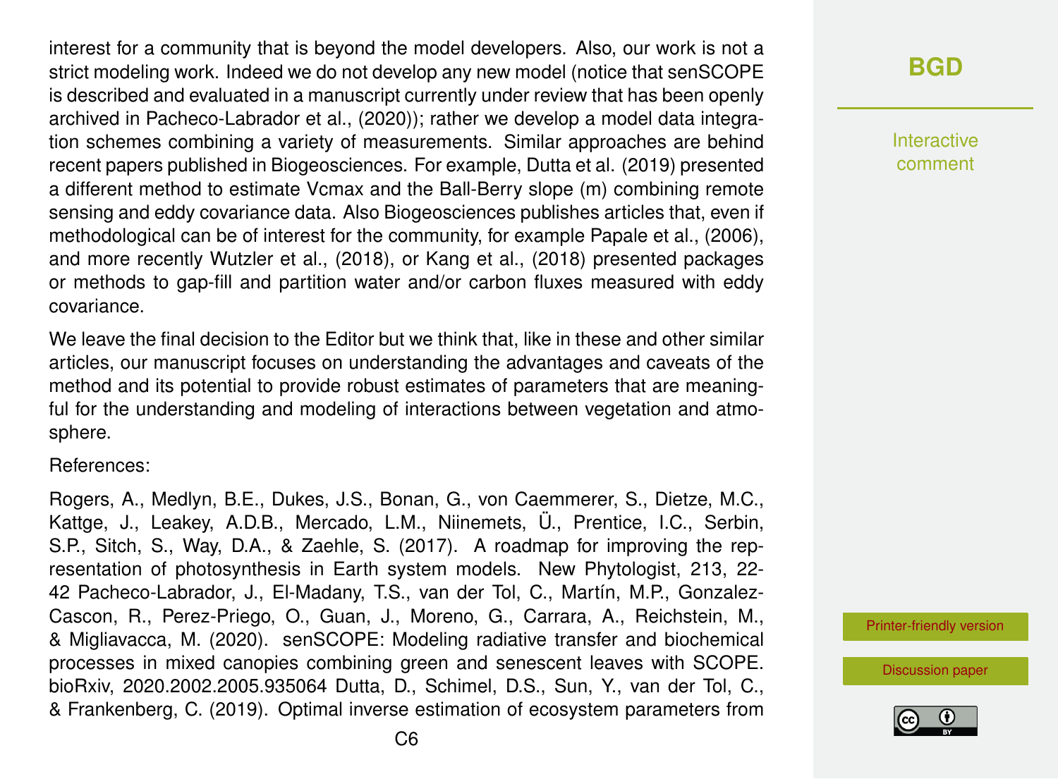interest for a community that is beyond the model developers. Also, our work is not a strict modeling work. Indeed we do not develop any new model (notice that senSCOPE is described and evaluated in a manuscript currently under review that has been openly archived in Pacheco-Labrador et al., (2020)); rather we develop a model data integration schemes combining a variety of measurements. Similar approaches are behind recent papers published in Biogeosciences. For example, Dutta et al. (2019) presented a different method to estimate Vcmax and the Ball-Berry slope (m) combining remote sensing and eddy covariance data. Also Biogeosciences publishes articles that, even if methodological can be of interest for the community, for example Papale et al., (2006), and more recently Wutzler et al., (2018), or Kang et al., (2018) presented packages or methods to gap-fill and partition water and/or carbon fluxes measured with eddy covariance.

We leave the final decision to the Editor but we think that, like in these and other similar articles, our manuscript focuses on understanding the advantages and caveats of the method and its potential to provide robust estimates of parameters that are meaningful for the understanding and modeling of interactions between vegetation and atmosphere.

References:

Rogers, A., Medlyn, B.E., Dukes, J.S., Bonan, G., von Caemmerer, S., Dietze, M.C., Kattge, J., Leakey, A.D.B., Mercado, L.M., Niinemets, Ü., Prentice, I.C., Serbin, S.P., Sitch, S., Way, D.A., & Zaehle, S. (2017). A roadmap for improving the representation of photosynthesis in Earth system models. New Phytologist, 213, 22-42 Pacheco-Labrador, J., El-Madany, T.S., van der Tol, C., Martín, M.P., Gonzalez-Cascon, R., Perez-Priego, O., Guan, J., Moreno, G., Carrara, A., Reichstein, M., & Migliavacca, M. (2020). senSCOPE: Modeling radiative transfer and biochemical processes in mixed canopies combining green and senescent leaves with SCOPE. bioRxiv, 2020.2002.2005.935064 Dutta, D., Schimel, D.S., Sun, Y., van der Tol, C., & Frankenberg, C. (2019). Optimal inverse estimation of ecosystem parameters from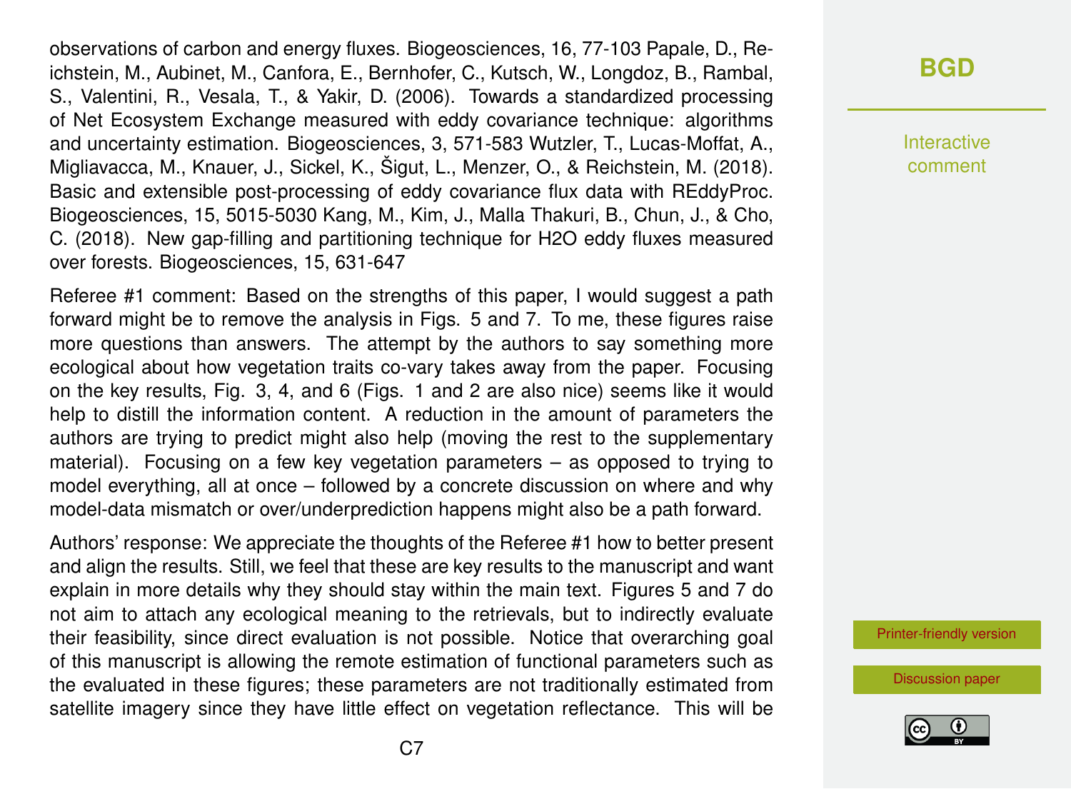observations of carbon and energy fluxes. Biogeosciences, 16, 77-103 Papale, D., Reichstein, M., Aubinet, M., Canfora, E., Bernhofer, C., Kutsch, W., Longdoz, B., Rambal, S., Valentini, R., Vesala, T., & Yakir, D. (2006). Towards a standardized processing of Net Ecosystem Exchange measured with eddy covariance technique: algorithms and uncertainty estimation. Biogeosciences, 3, 571-583 Wutzler, T., Lucas-Moffat, A., Migliavacca, M., Knauer, J., Sickel, K., Šigut, L., Menzer, O., & Reichstein, M. (2018). Basic and extensible post-processing of eddy covariance flux data with REddyProc. Biogeosciences, 15, 5015-5030 Kang, M., Kim, J., Malla Thakuri, B., Chun, J., & Cho, C. (2018). New gap-filling and partitioning technique for $H2O$ eddy fluxes measured over forests. Biogeosciences, 15, 631-647

Referee #1 comment: Based on the strengths of this paper, I would suggest a path forward might be to remove the analysis in Figs. 5 and 7. To me, these figures raise more questions than answers. The attempt by the authors to say something more ecological about how vegetation traits co-vary takes away from the paper. Focusing on the key results, Fig. 3, 4, and 6 (Figs. 1 and 2 are also nice) seems like it would help to distill the information content. A reduction in the amount of parameters the authors are trying to predict might also help (moving the rest to the supplementary material). Focusing on a few key vegetation parameters – as opposed to trying to model everything, all at once – followed by a concrete discussion on where and why model-data mismatch or over/underprediction happens might also be a path forward.

Authors' response: We appreciate the thoughts of the Referee #1 how to better present and align the results. Still, we feel that these are key results to the manuscript and want explain in more details why they should stay within the main text. Figures 5 and 7 do not aim to attach any ecological meaning to the retrievals, but to indirectly evaluate their feasibility, since direct evaluation is not possible. Notice that overarching goal of this manuscript is allowing the remote estimation of functional parameters such as the evaluated in these figures; these parameters are not traditionally estimated from satellite imagery since they have little effect on vegetation reflectance. This will be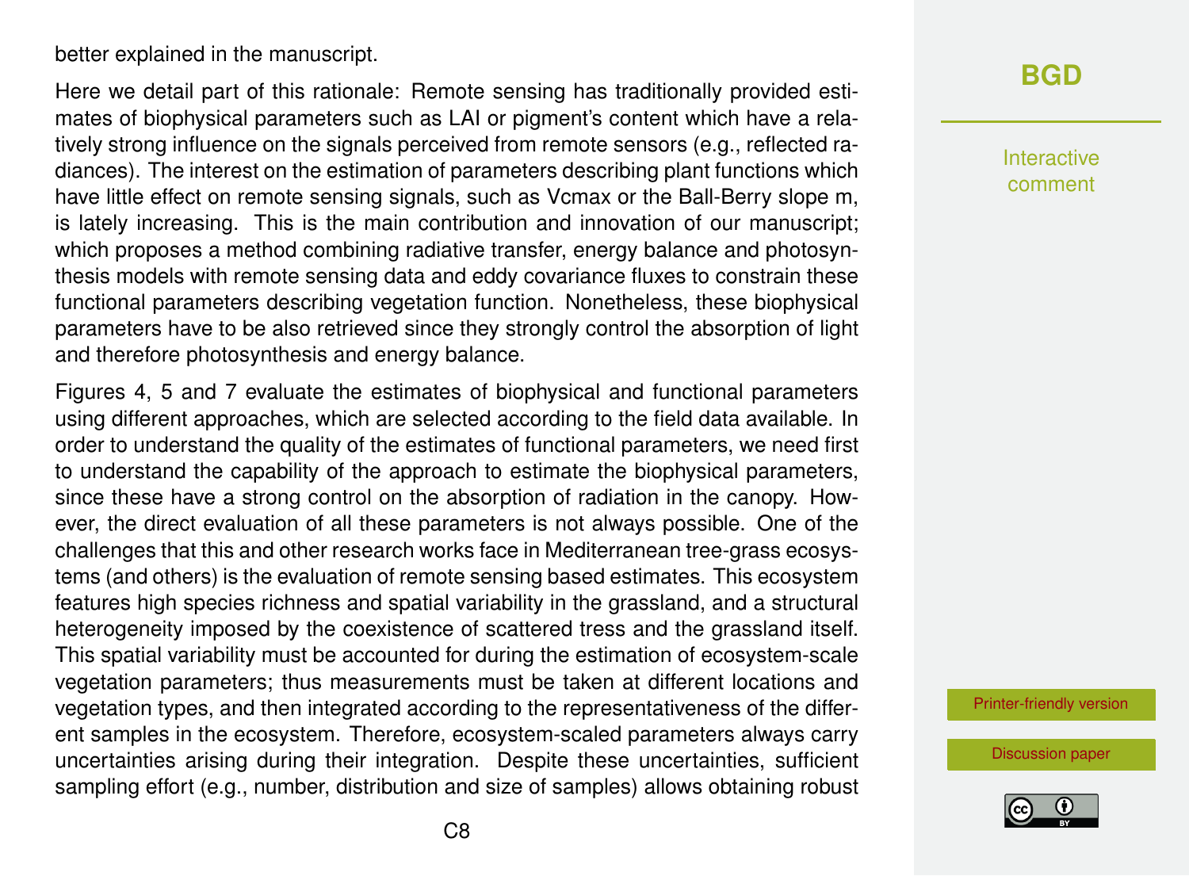better explained in the manuscript.

Here we detail part of this rationale: Remote sensing has traditionally provided estimates of biophysical parameters such as LAI or pigment's content which have a relatively strong influence on the signals perceived from remote sensors (e.g., reflected radiances). The interest on the estimation of parameters describing plant functions which have little effect on remote sensing signals, such as Vcmax or the Ball-Berry slope m, is lately increasing. This is the main contribution and innovation of our manuscript; which proposes a method combining radiative transfer, energy balance and photosynthesis models with remote sensing data and eddy covariance fluxes to constrain these functional parameters describing vegetation function. Nonetheless, these biophysical parameters have to be also retrieved since they strongly control the absorption of light and therefore photosynthesis and energy balance.

Figures 4, 5 and 7 evaluate the estimates of biophysical and functional parameters using different approaches, which are selected according to the field data available. In order to understand the quality of the estimates of functional parameters, we need first to understand the capability of the approach to estimate the biophysical parameters, since these have a strong control on the absorption of radiation in the canopy. However, the direct evaluation of all these parameters is not always possible. One of the challenges that this and other research works face in Mediterranean tree-grass ecosystems (and others) is the evaluation of remote sensing based estimates. This ecosystem features high species richness and spatial variability in the grassland, and a structural heterogeneity imposed by the coexistence of scattered tress and the grassland itself. This spatial variability must be accounted for during the estimation of ecosystem-scale vegetation parameters; thus measurements must be taken at different locations and vegetation types, and then integrated according to the representativeness of the different samples in the ecosystem. Therefore, ecosystem-scaled parameters always carry uncertainties arising during their integration. Despite these uncertainties, sufficient sampling effort (e.g., number, distribution and size of samples) allows obtaining robust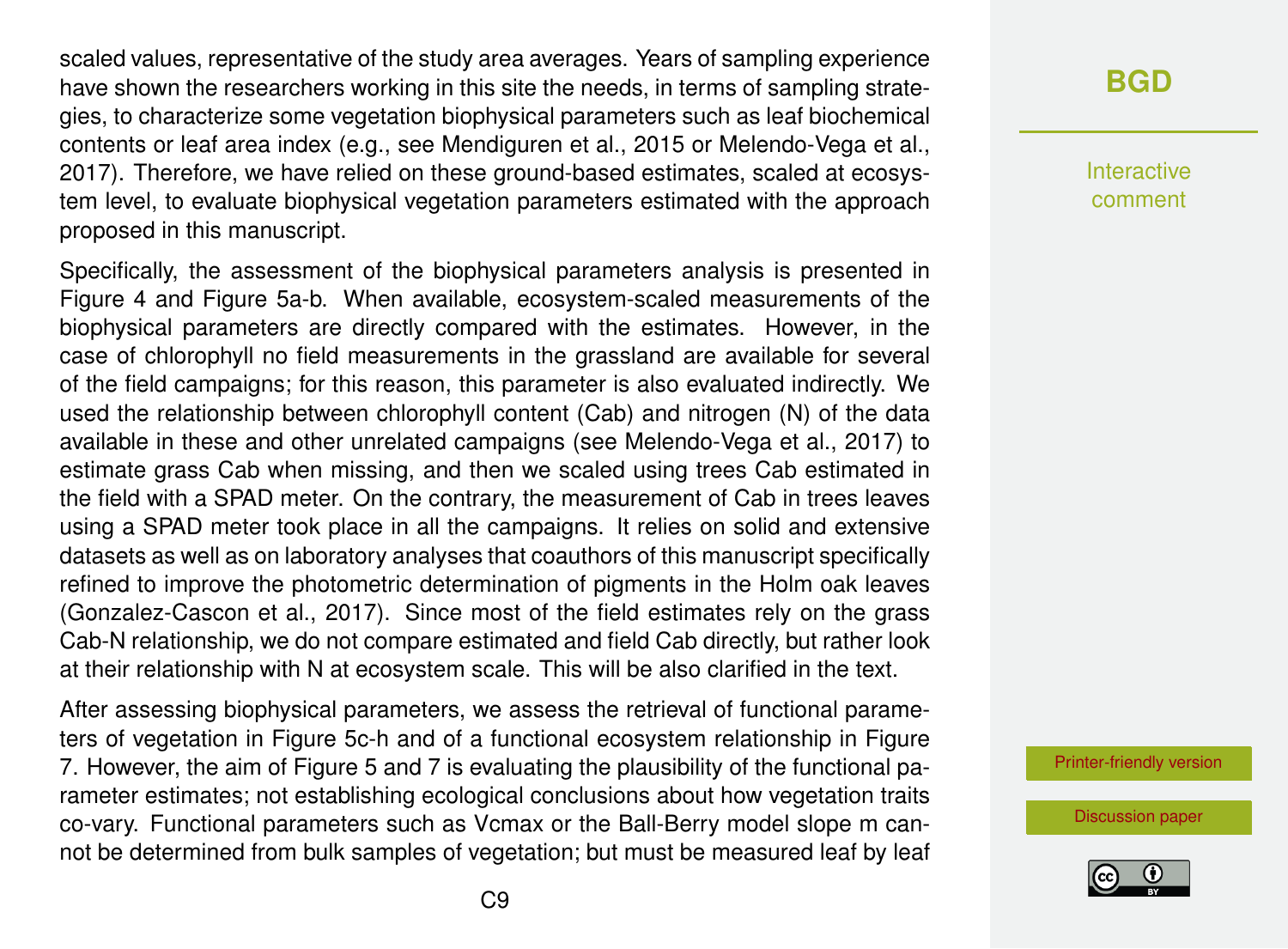scaled values, representative of the study area averages. Years of sampling experience have shown the researchers working in this site the needs, in terms of sampling strategies, to characterize some vegetation biophysical parameters such as leaf biochemical contents or leaf area index (e.g., see Mendiguren et al., 2015 or Melendo-Vega et al., 2017). Therefore, we have relied on these ground-based estimates, scaled at ecosystem level, to evaluate biophysical vegetation parameters estimated with the approach proposed in this manuscript.

Specifically, the assessment of the biophysical parameters analysis is presented in Figure 4 and Figure 5a-b. When available, ecosystem-scaled measurements of the biophysical parameters are directly compared with the estimates. However, in the case of chlorophyll no field measurements in the grassland are available for several of the field campaigns; for this reason, this parameter is also evaluated indirectly. We used the relationship between chlorophyll content (Cab) and nitrogen (N) of the data available in these and other unrelated campaigns (see Melendo-Vega et al., 2017) to estimate grass Cab when missing, and then we scaled using trees Cab estimated in the field with a SPAD meter. On the contrary, the measurement of Cab in trees leaves using a SPAD meter took place in all the campaigns. It relies on solid and extensive datasets as well as on laboratory analyses that coauthors of this manuscript specifically refined to improve the photometric determination of pigments in the Holm oak leaves (Gonzalez-Cascon et al., 2017). Since most of the field estimates rely on the grass Cab-N relationship, we do not compare estimated and field Cab directly, but rather look at their relationship with N at ecosystem scale. This will be also clarified in the text.

After assessing biophysical parameters, we assess the retrieval of functional parameters of vegetation in Figure 5c-h and of a functional ecosystem relationship in Figure 7. However, the aim of Figure 5 and 7 is evaluating the plausibility of the functional parameter estimates; not establishing ecological conclusions about how vegetation traits co-vary. Functional parameters such as Vcmax or the Ball-Berry model slope m cannot be determined from bulk samples of vegetation; but must be measured leaf by leaf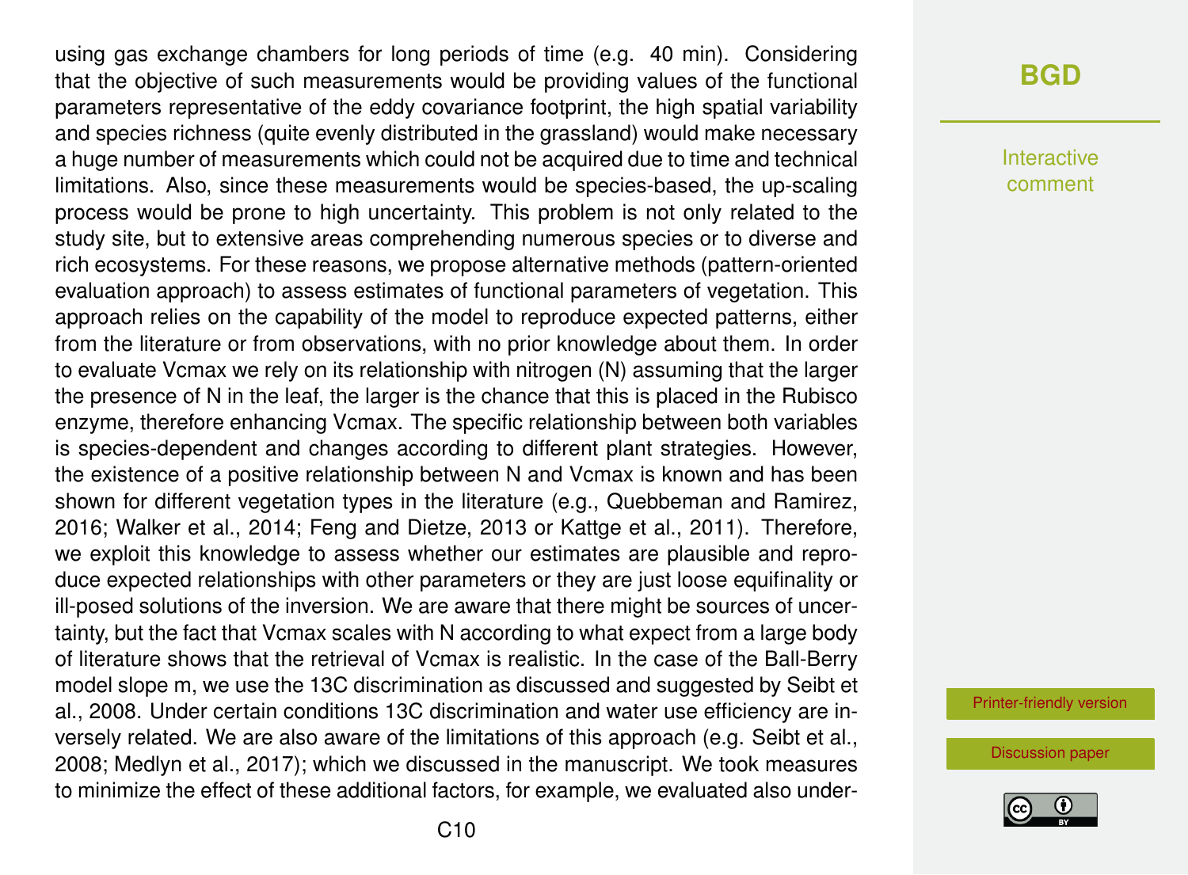using gas exchange chambers for long periods of time (e.g. 40 min). Considering that the objective of such measurements would be providing values of the functional parameters representative of the eddy covariance footprint, the high spatial variability and species richness (quite evenly distributed in the grassland) would make necessary a huge number of measurements which could not be acquired due to time and technical limitations. Also, since these measurements would be species-based, the up-scaling process would be prone to high uncertainty. This problem is not only related to the study site, but to extensive areas comprehending numerous species or to diverse and rich ecosystems. For these reasons, we propose alternative methods (pattern-oriented evaluation approach) to assess estimates of functional parameters of vegetation. This approach relies on the capability of the model to reproduce expected patterns, either from the literature or from observations, with no prior knowledge about them. In order to evaluate Vcmax we rely on its relationship with nitrogen (N) assuming that the larger the presence of N in the leaf, the larger is the chance that this is placed in the Rubisco enzyme, therefore enhancing Vcmax. The specific relationship between both variables is species-dependent and changes according to different plant strategies. However, the existence of a positive relationship between N and Vcmax is known and has been shown for different vegetation types in the literature (e.g., Quebbeman and Ramirez, 2016; Walker et al., 2014; Feng and Dietze, 2013 or Kattge et al., 2011). Therefore, we exploit this knowledge to assess whether our estimates are plausible and reproduce expected relationships with other parameters or they are just loose equifinality or ill-posed solutions of the inversion. We are aware that there might be sources of uncertainty, but the fact that Vcmax scales with N according to what expect from a large body of literature shows that the retrieval of Vcmax is realistic. In the case of the Ball-Berry model slope m, we use the 13C discrimination as discussed and suggested by Seibt et al., 2008. Under certain conditions 13C discrimination and water use efficiency are inversely related. We are also aware of the limitations of this approach (e.g. Seibt et al., 2008; Medlyn et al., 2017); which we discussed in the manuscript. We took measures to minimize the effect of these additional factors, for example, we evaluated also under-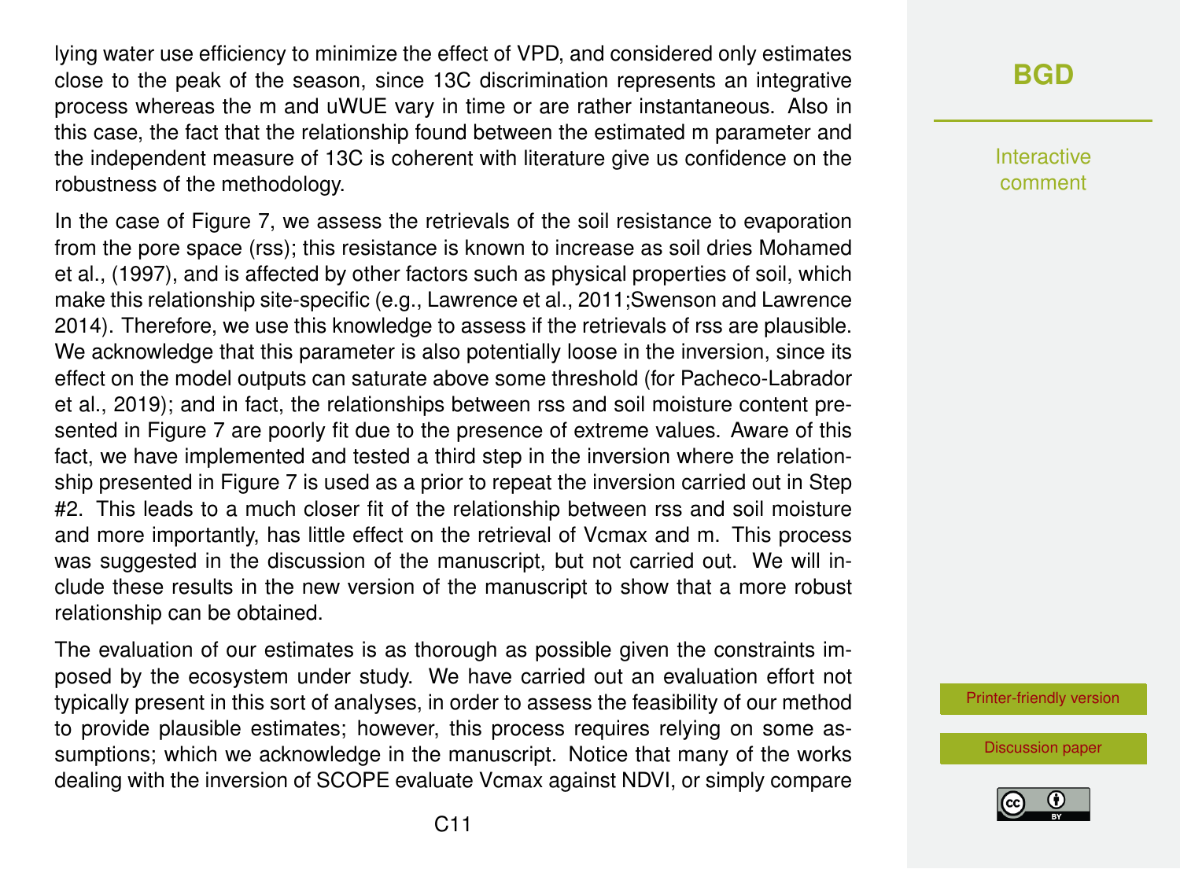lying water use efficiency to minimize the effect of VPD, and considered only estimates close to the peak of the season, since 13C discrimination represents an integrative process whereas the m and uWUE vary in time or are rather instantaneous. Also in this case, the fact that the relationship found between the estimated m parameter and the independent measure of 13C is coherent with literature give us confidence on the robustness of the methodology.

In the case of Figure 7, we assess the retrievals of the soil resistance to evaporation from the pore space (rss); this resistance is known to increase as soil dries Mohamed et al., (1997), and is affected by other factors such as physical properties of soil, which make this relationship site-specific (e.g., Lawrence et al., 2011;Swenson and Lawrence 2014). Therefore, we use this knowledge to assess if the retrievals of rss are plausible. We acknowledge that this parameter is also potentially loose in the inversion, since its effect on the model outputs can saturate above some threshold (for Pacheco-Labrador et al., 2019); and in fact, the relationships between rss and soil moisture content presented in Figure 7 are poorly fit due to the presence of extreme values. Aware of this fact, we have implemented and tested a third step in the inversion where the relationship presented in Figure 7 is used as a prior to repeat the inversion carried out in Step #2. This leads to a much closer fit of the relationship between rss and soil moisture and more importantly, has little effect on the retrieval of Vcmax and m. This process was suggested in the discussion of the manuscript, but not carried out. We will include these results in the new version of the manuscript to show that a more robust relationship can be obtained.

The evaluation of our estimates is as thorough as possible given the constraints imposed by the ecosystem under study. We have carried out an evaluation effort not typically present in this sort of analyses, in order to assess the feasibility of our method to provide plausible estimates; however, this process requires relying on some assumptions; which we acknowledge in the manuscript. Notice that many of the works dealing with the inversion of SCOPE evaluate Vcmax against NDVI, or simply compare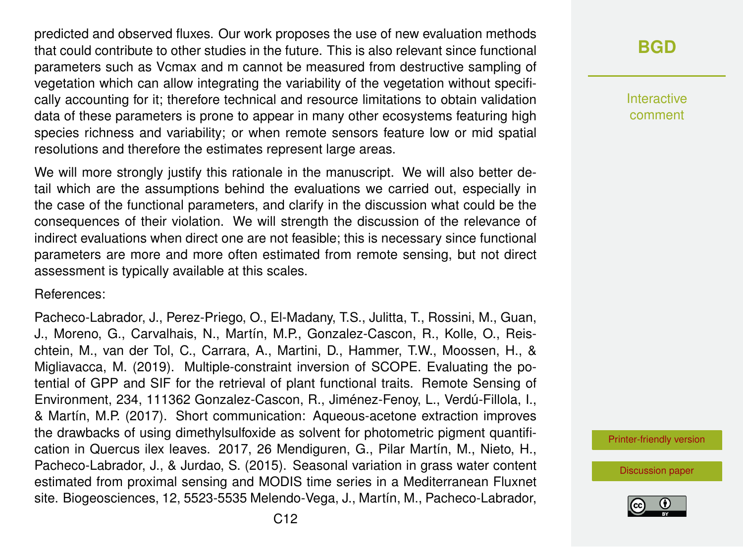predicted and observed fluxes. Our work proposes the use of new evaluation methods that could contribute to other studies in the future. This is also relevant since functional parameters such as Vcmax and m cannot be measured from destructive sampling of vegetation which can allow integrating the variability of the vegetation without specifically accounting for it; therefore technical and resource limitations to obtain validation data of these parameters is prone to appear in many other ecosystems featuring high species richness and variability; or when remote sensors feature low or mid spatial resolutions and therefore the estimates represent large areas.

We will more strongly justify this rationale in the manuscript. We will also better detail which are the assumptions behind the evaluations we carried out, especially in the case of the functional parameters, and clarify in the discussion what could be the consequences of their violation. We will strength the discussion of the relevance of indirect evaluations when direct one are not feasible; this is necessary since functional parameters are more and more often estimated from remote sensing, but not direct assessment is typically available at this scales.

References:

Pacheco-Labrador, J., Perez-Priego, O., El-Madany, T.S., Julitta, T., Rossini, M., Guan, J., Moreno, G., Carvalhais, N., Martín, M.P., Gonzalez-Cascon, R., Kolle, O., Reischtein, M., van der Tol, C., Carrara, A., Martini, D., Hammer, T.W., Moossen, H., & Migliavacca, M. (2019). Multiple-constraint inversion of SCOPE. Evaluating the potential of GPP and SIF for the retrieval of plant functional traits. Remote Sensing of Environment, 234, 111362 Gonzalez-Cascon, R., Jiménez-Fenoy, L., Verdú-Fillola, I., & Martín, M.P. (2017). Short communication: Aqueous-acetone extraction improves the drawbacks of using dimethylsulfoxide as solvent for photometric pigment quantification in Quercus ilex leaves. 2017, 26 Mendiguren, G., Pilar Martín, M., Nieto, H., Pacheco-Labrador, J., & Jurdao, S. (2015). Seasonal variation in grass water content estimated from proximal sensing and MODIS time series in a Mediterranean Fluxnet site. Biogeosciences, 12, 5523-5535 Melendo-Vega, J., Martín, M., Pacheco-Labrador,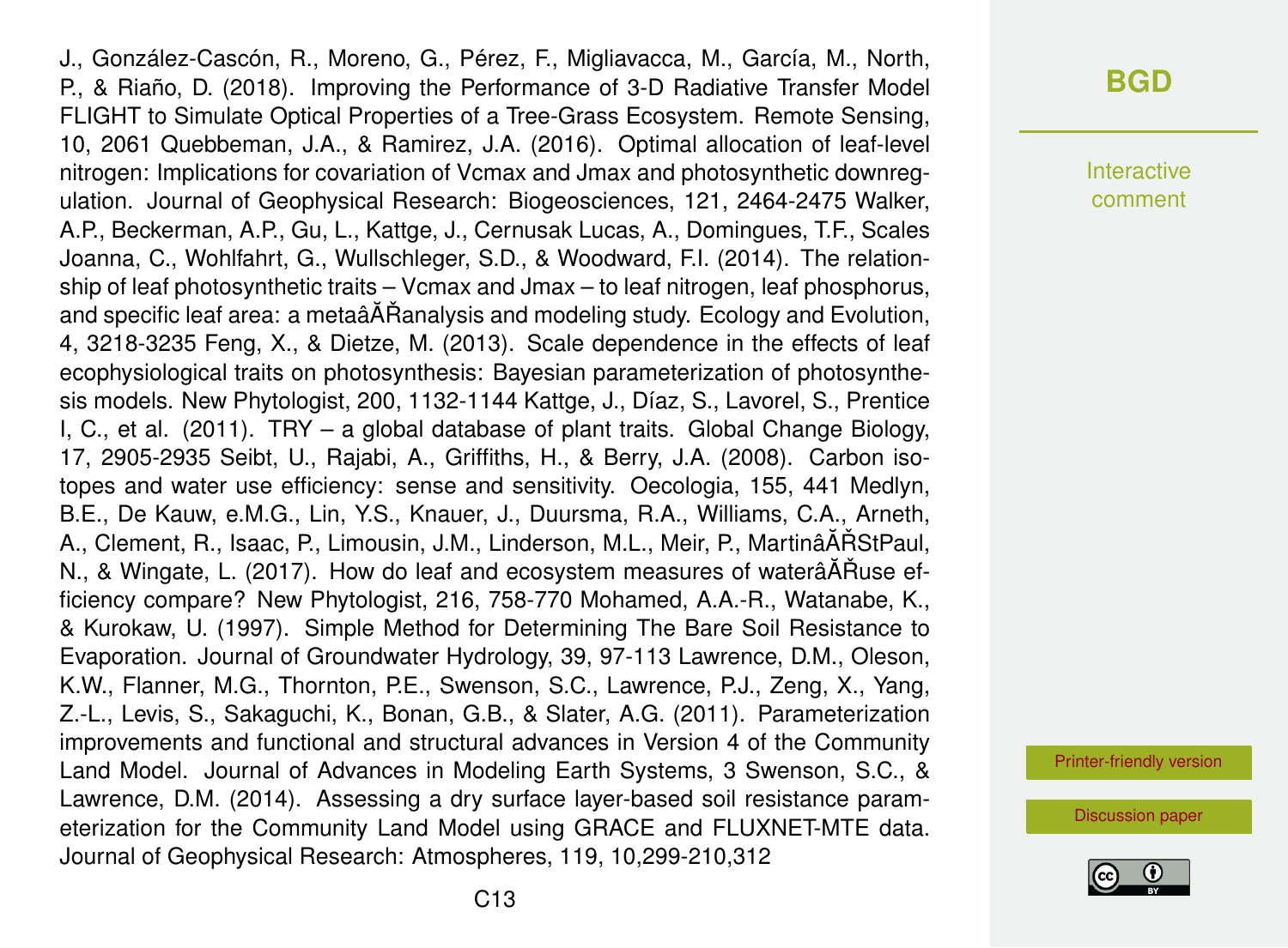J., González-Cascón, R., Moreno, G., Pérez, F., Migliavacca, M., García, M., North, P., & Riaño, D. (2018). Improving the Performance of 3-D Radiative Transfer Model FLIGHT to Simulate Optical Properties of a Tree-Grass Ecosystem. Remote Sensing, 10, 2061 Quebbeman, J.A., & Ramirez, J.A. (2016). Optimal allocation of leaf-level nitrogen: Implications for covariation of Vcmax and Jmax and photosynthetic downregulation. Journal of Geophysical Research: Biogeosciences, 121, 2464-2475 Walker, A.P., Beckerman, A.P., Gu, L., Kattge, J., Cernusak Lucas, A., Domingues, T.F., Scales Joanna, C., Wohlfahrt, G., Wullschleger, S.D., & Woodward, F.I. (2014). The relationship of leaf photosynthetic traits – Vcmax and Jmax – to leaf nitrogen, leaf phosphorus, and specific leaf area: a metaâĂŘanalysis and modeling study. Ecology and Evolution, 4, 3218-3235 Feng, X., & Dietze, M. (2013). Scale dependence in the effects of leaf ecophysiological traits on photosynthesis: Bayesian parameterization of photosynthesis models. New Phytologist, 200, 1132-1144 Kattge, J., Díaz, S., Lavorel, S., Prentice I, C., et al. (2011). TRY – a global database of plant traits. Global Change Biology, 17, 2905-2935 Seibt, U., Rajabi, A., Griffiths, H., & Berry, J.A. (2008). Carbon isotopes and water use efficiency: sense and sensitivity. Oecologia, 155, 441 Medlyn, B.E., De Kauw, e.M.G., Lin, Y.S., Knauer, J., Duursma, R.A., Williams, C.A., Arneth, A., Clement, R., Isaac, P., Limousin, J.M., Linderson, M.L., Meir, P., MartinâĂŘStPaul, N., & Wingate, L. (2017). How do leaf and ecosystem measures of waterâĂŘuse efficiency compare? New Phytologist, 216, 758-770 Mohamed, A.A.-R., Watanabe, K., & Kurokaw, U. (1997). Simple Method for Determining The Bare Soil Resistance to Evaporation. Journal of Groundwater Hydrology, 39, 97-113 Lawrence, D.M., Oleson, K.W., Flanner, M.G., Thornton, P.E., Swenson, S.C., Lawrence, P.J., Zeng, X., Yang, Z.-L., Levis, S., Sakaguchi, K., Bonan, G.B., & Slater, A.G. (2011). Parameterization improvements and functional and structural advances in Version 4 of the Community Land Model. Journal of Advances in Modeling Earth Systems, 3 Swenson, S.C., & Lawrence, D.M. (2014). Assessing a dry surface layer-based soil resistance parameterization for the Community Land Model using GRACE and FLUXNET-MTE data. Journal of Geophysical Research: Atmospheres, 119, 10,299-210,312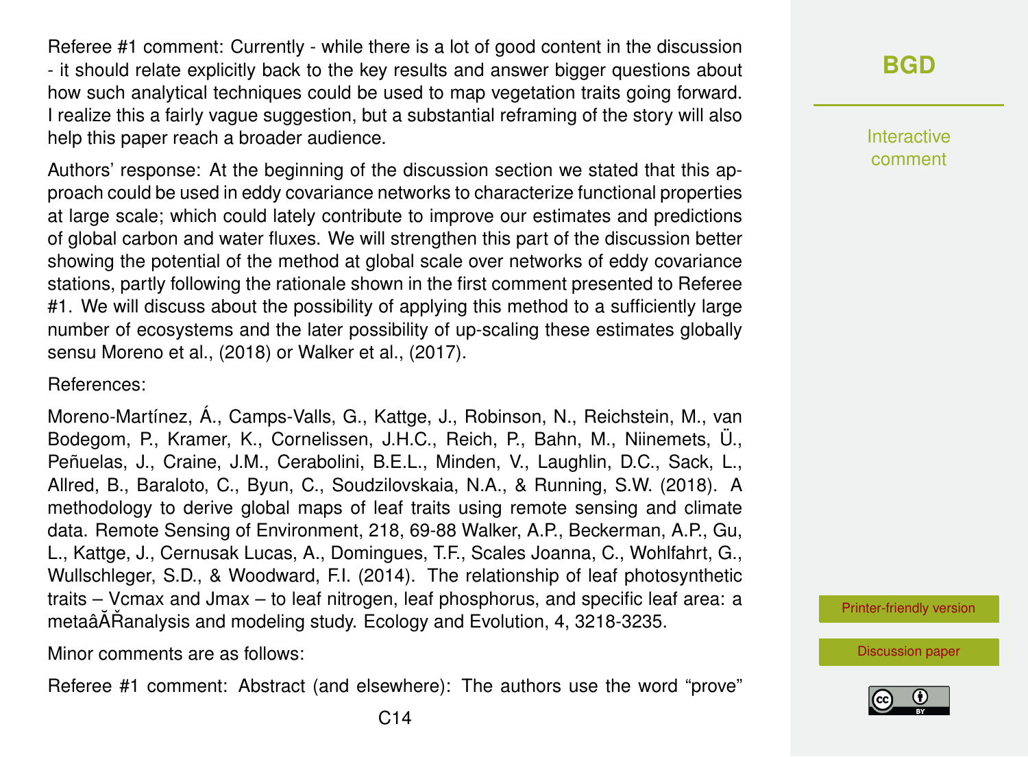Referee #1 comment: Currently - while there is a lot of good content in the discussion - it should relate explicitly back to the key results and answer bigger questions about how such analytical techniques could be used to map vegetation traits going forward. I realize this a fairly vague suggestion, but a substantial reframing of the story will also help this paper reach a broader audience.

Authors' response: At the beginning of the discussion section we stated that this approach could be used in eddy covariance networks to characterize functional properties at large scale; which could lately contribute to improve our estimates and predictions of global carbon and water fluxes. We will strengthen this part of the discussion better showing the potential of the method at global scale over networks of eddy covariance stations, partly following the rationale shown in the first comment presented to Referee #1. We will discuss about the possibility of applying this method to a sufficiently large number of ecosystems and the later possibility of up-scaling these estimates globally sensu Moreno et al., (2018) or Walker et al., (2017).

References:

Moreno-Martínez, Á., Camps-Valls, G., Kattge, J., Robinson, N., Reichstein, M., van Bodegom, P., Kramer, K., Cornelissen, J.H.C., Reich, P., Bahn, M., Niinemets, Ü., Peñuelas, J., Craine, J.M., Cerabolini, B.E.L., Minden, V., Laughlin, D.C., Sack, L., Allred, B., Baraloto, C., Byun, C., Soudzilovskaia, N.A., & Running, S.W. (2018). A methodology to derive global maps of leaf traits using remote sensing and climate data. Remote Sensing of Environment, 218, 69-88 Walker, A.P., Beckerman, A.P., Gu, L., Kattge, J., Cernusak Lucas, A., Domingues, T.F., Scales Joanna, C., Wohlfahrt, G., Wullschleger, S.D., & Woodward, F.I. (2014). The relationship of leaf photosynthetic traits – Vcmax and Jmax – to leaf nitrogen, leaf phosphorus, and specific leaf area: a metaâĂŘanalysis and modeling study. Ecology and Evolution, 4, 3218-3235.

Minor comments are as follows:

Referee #1 comment: Abstract (and elsewhere): The authors use the word "prove"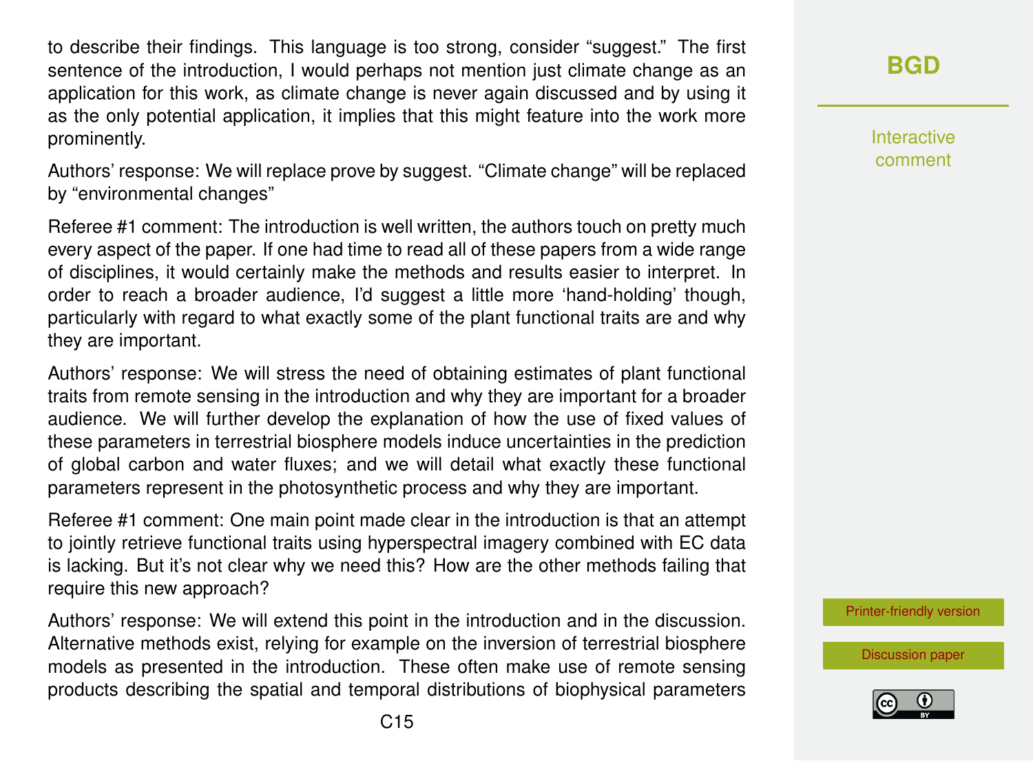to describe their findings. This language is too strong, consider "suggest." The first sentence of the introduction, I would perhaps not mention just climate change as an application for this work, as climate change is never again discussed and by using it as the only potential application, it implies that this might feature into the work more prominently.

Authors' response: We will replace prove by suggest. "Climate change" will be replaced by "environmental changes"

Referee #1 comment: The introduction is well written, the authors touch on pretty much every aspect of the paper. If one had time to read all of these papers from a wide range of disciplines, it would certainly make the methods and results easier to interpret. In order to reach a broader audience, I'd suggest a little more 'hand-holding' though, particularly with regard to what exactly some of the plant functional traits are and why they are important.

Authors' response: We will stress the need of obtaining estimates of plant functional traits from remote sensing in the introduction and why they are important for a broader audience. We will further develop the explanation of how the use of fixed values of these parameters in terrestrial biosphere models induce uncertainties in the prediction of global carbon and water fluxes; and we will detail what exactly these functional parameters represent in the photosynthetic process and why they are important.

Referee #1 comment: One main point made clear in the introduction is that an attempt to jointly retrieve functional traits using hyperspectral imagery combined with EC data is lacking. But it's not clear why we need this? How are the other methods failing that require this new approach?

Authors' response: We will extend this point in the introduction and in the discussion. Alternative methods exist, relying for example on the inversion of terrestrial biosphere models as presented in the introduction. These often make use of remote sensing products describing the spatial and temporal distributions of biophysical parameters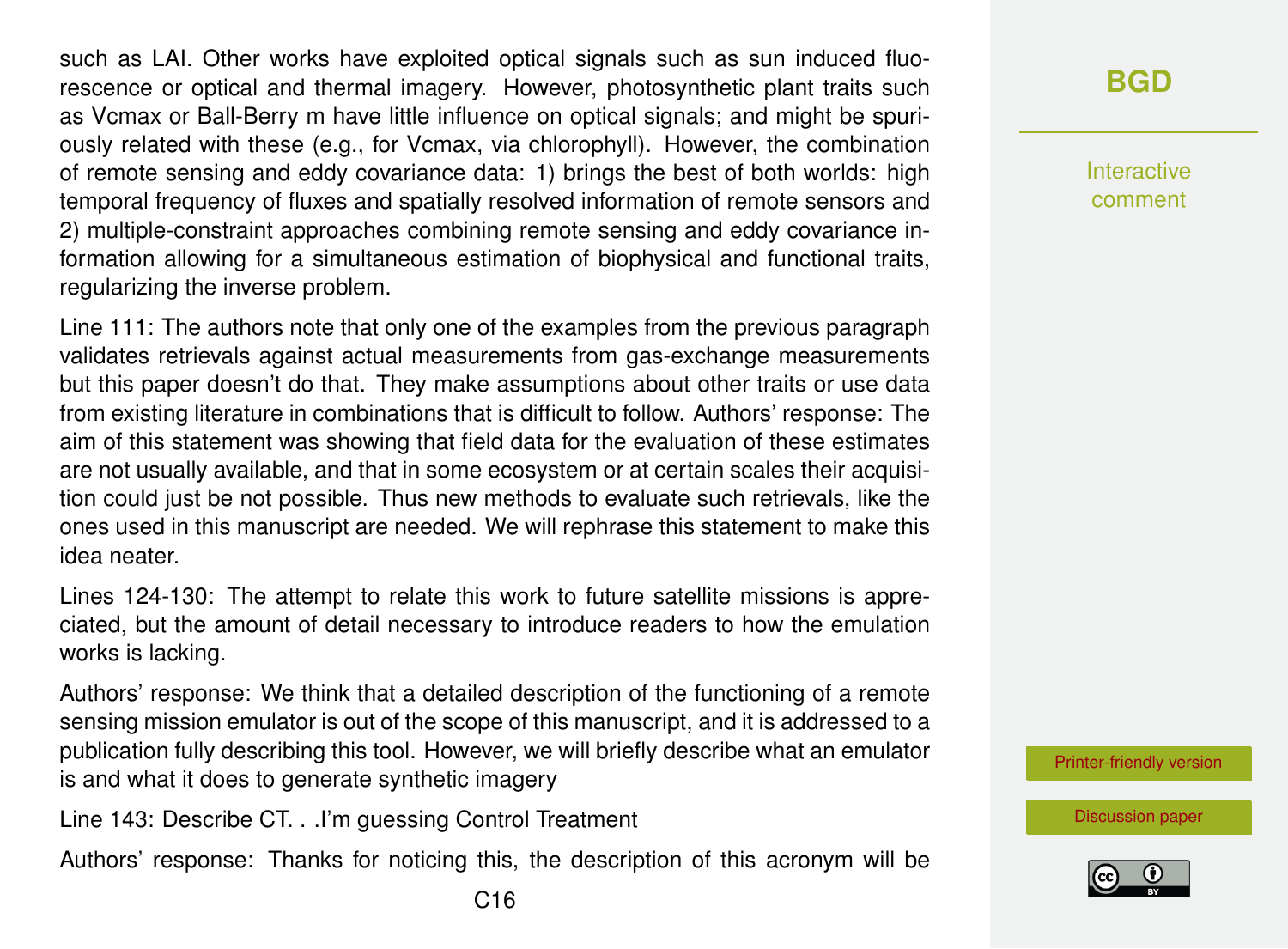such as LAI. Other works have exploited optical signals such as sun induced fluorescence or optical and thermal imagery. However, photosynthetic plant traits such as Vcmax or Ball-Berry m have little influence on optical signals; and might be spuriously related with these (e.g., for Vcmax, via chlorophyll). However, the combination of remote sensing and eddy covariance data: 1) brings the best of both worlds: high temporal frequency of fluxes and spatially resolved information of remote sensors and 2) multiple-constraint approaches combining remote sensing and eddy covariance information allowing for a simultaneous estimation of biophysical and functional traits, regularizing the inverse problem.

Line 111: The authors note that only one of the examples from the previous paragraph validates retrievals against actual measurements from gas-exchange measurements but this paper doesn't do that. They make assumptions about other traits or use data from existing literature in combinations that is difficult to follow. Authors' response: The aim of this statement was showing that field data for the evaluation of these estimates are not usually available, and that in some ecosystem or at certain scales their acquisition could just be not possible. Thus new methods to evaluate such retrievals, like the ones used in this manuscript are needed. We will rephrase this statement to make this idea neater.

Lines 124-130: The attempt to relate this work to future satellite missions is appreciated, but the amount of detail necessary to introduce readers to how the emulation works is lacking.

Authors' response: We think that a detailed description of the functioning of a remote sensing mission emulator is out of the scope of this manuscript, and it is addressed to a publication fully describing this tool. However, we will briefly describe what an emulator is and what it does to generate synthetic imagery

Line 143: Describe CT. . .I'm guessing Control Treatment

Authors' response: Thanks for noticing this, the description of this acronym will be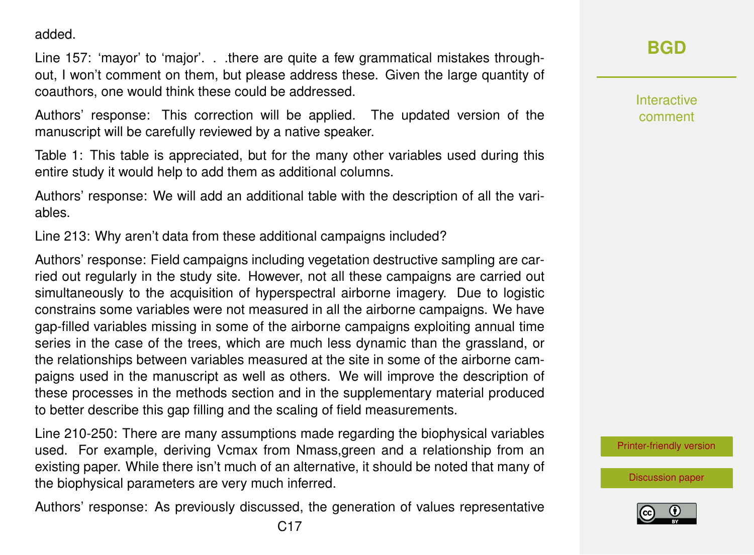added.

Line 157: ‘mayor’ to ‘major’. . .there are quite a few grammatical mistakes throughout, I won’t comment on them, but please address these. Given the large quantity of coauthors, one would think these could be addressed.

Authors’ response: This correction will be applied. The updated version of the manuscript will be carefully reviewed by a native speaker.

Table 1: This table is appreciated, but for the many other variables used during this entire study it would help to add them as additional columns.

Authors’ response: We will add an additional table with the description of all the variables.

Line 213: Why aren’t data from these additional campaigns included?

Authors’ response: Field campaigns including vegetation destructive sampling are carried out regularly in the study site. However, not all these campaigns are carried out simultaneously to the acquisition of hyperspectral airborne imagery. Due to logistic constrains some variables were not measured in all the airborne campaigns. We have gap-filled variables missing in some of the airborne campaigns exploiting annual time series in the case of the trees, which are much less dynamic than the grassland, or the relationships between variables measured at the site in some of the airborne campaigns used in the manuscript as well as others. We will improve the description of these processes in the methods section and in the supplementary material produced to better describe this gap filling and the scaling of field measurements.

Line 210-250: There are many assumptions made regarding the biophysical variables used. For example, deriving Vcmax from Nmass,green and a relationship from an existing paper. While there isn’t much of an alternative, it should be noted that many of the biophysical parameters are very much inferred.

Authors’ response: As previously discussed, the generation of values representative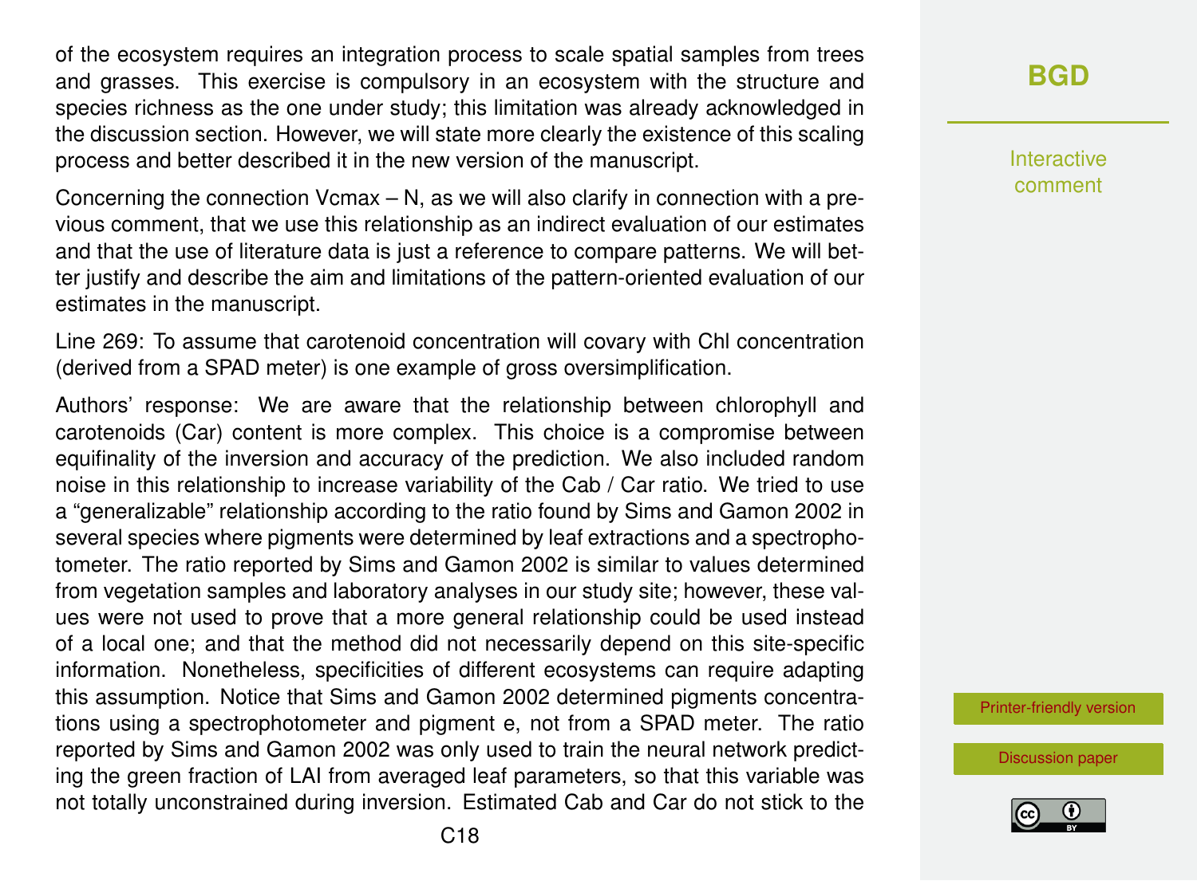of the ecosystem requires an integration process to scale spatial samples from trees and grasses. This exercise is compulsory in an ecosystem with the structure and species richness as the one under study; this limitation was already acknowledged in the discussion section. However, we will state more clearly the existence of this scaling process and better described it in the new version of the manuscript.

Concerning the connection Vcmax – N, as we will also clarify in connection with a previous comment, that we use this relationship as an indirect evaluation of our estimates and that the use of literature data is just a reference to compare patterns. We will better justify and describe the aim and limitations of the pattern-oriented evaluation of our estimates in the manuscript.

Line 269: To assume that carotenoid concentration will covary with Chl concentration (derived from a SPAD meter) is one example of gross oversimplification.

Authors' response: We are aware that the relationship between chlorophyll and carotenoids (Car) content is more complex. This choice is a compromise between equifinality of the inversion and accuracy of the prediction. We also included random noise in this relationship to increase variability of the Cab / Car ratio. We tried to use a "generalizable" relationship according to the ratio found by Sims and Gamon 2002 in several species where pigments were determined by leaf extractions and a spectrophotometer. The ratio reported by Sims and Gamon 2002 is similar to values determined from vegetation samples and laboratory analyses in our study site; however, these values were not used to prove that a more general relationship could be used instead of a local one; and that the method did not necessarily depend on this site-specific information. Nonetheless, specificities of different ecosystems can require adapting this assumption. Notice that Sims and Gamon 2002 determined pigments concentrations using a spectrophotometer and pigment e, not from a SPAD meter. The ratio reported by Sims and Gamon 2002 was only used to train the neural network predicting the green fraction of LAI from averaged leaf parameters, so that this variable was not totally unconstrained during inversion. Estimated Cab and Car do not stick to the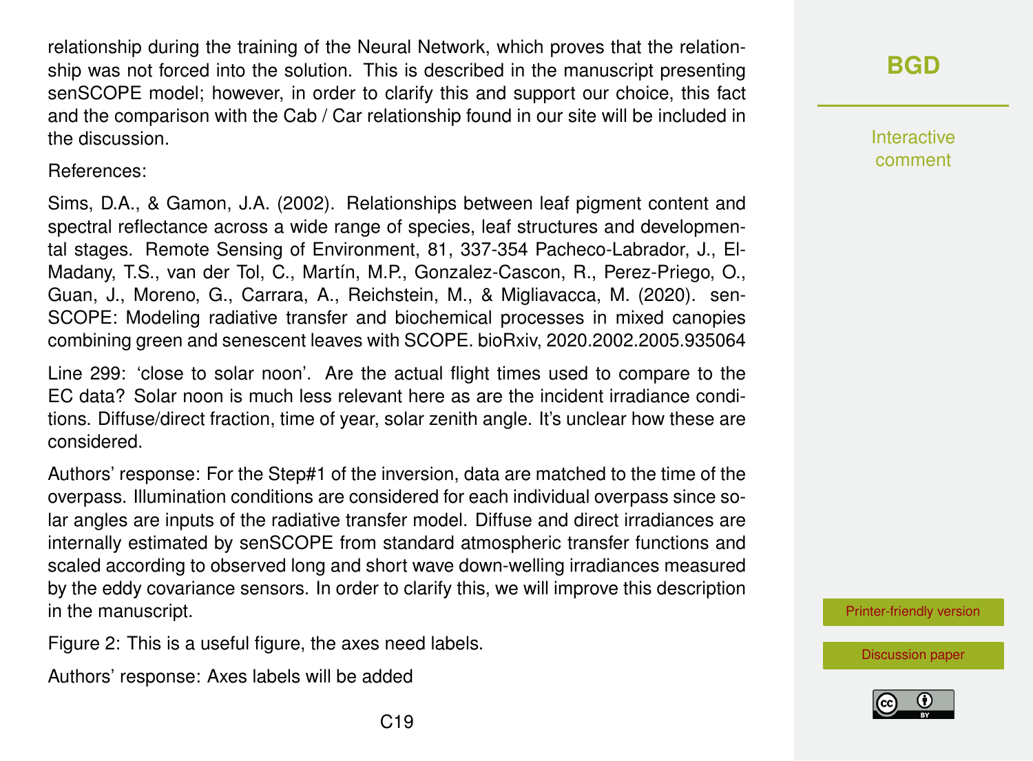relationship during the training of the Neural Network, which proves that the relationship was not forced into the solution. This is described in the manuscript presenting senSCOPE model; however, in order to clarify this and support our choice, this fact and the comparison with the Cab / Car relationship found in our site will be included in the discussion.

References:

Sims, D.A., & Gamon, J.A. (2002). Relationships between leaf pigment content and spectral reflectance across a wide range of species, leaf structures and developmental stages. Remote Sensing of Environment, 81, 337-354 Pacheco-Labrador, J., El-Madany, T.S., van der Tol, C., Martín, M.P., Gonzalez-Cascon, R., Perez-Priego, O., Guan, J., Moreno, G., Carrara, A., Reichstein, M., & Migliavacca, M. (2020). senSCOPE: Modeling radiative transfer and biochemical processes in mixed canopies combining green and senescent leaves with SCOPE. bioRxiv, 2020.2002.2005.935064

Line 299: 'close to solar noon'. Are the actual flight times used to compare to the EC data? Solar noon is much less relevant here as are the incident irradiance conditions. Diffuse/direct fraction, time of year, solar zenith angle. It's unclear how these are considered.

Authors' response: For the Step#1 of the inversion, data are matched to the time of the overpass. Illumination conditions are considered for each individual overpass since solar angles are inputs of the radiative transfer model. Diffuse and direct irradiances are internally estimated by senSCOPE from standard atmospheric transfer functions and scaled according to observed long and short wave down-welling irradiances measured by the eddy covariance sensors. In order to clarify this, we will improve this description in the manuscript.

Figure 2: This is a useful figure, the axes need labels.

Authors' response: Axes labels will be added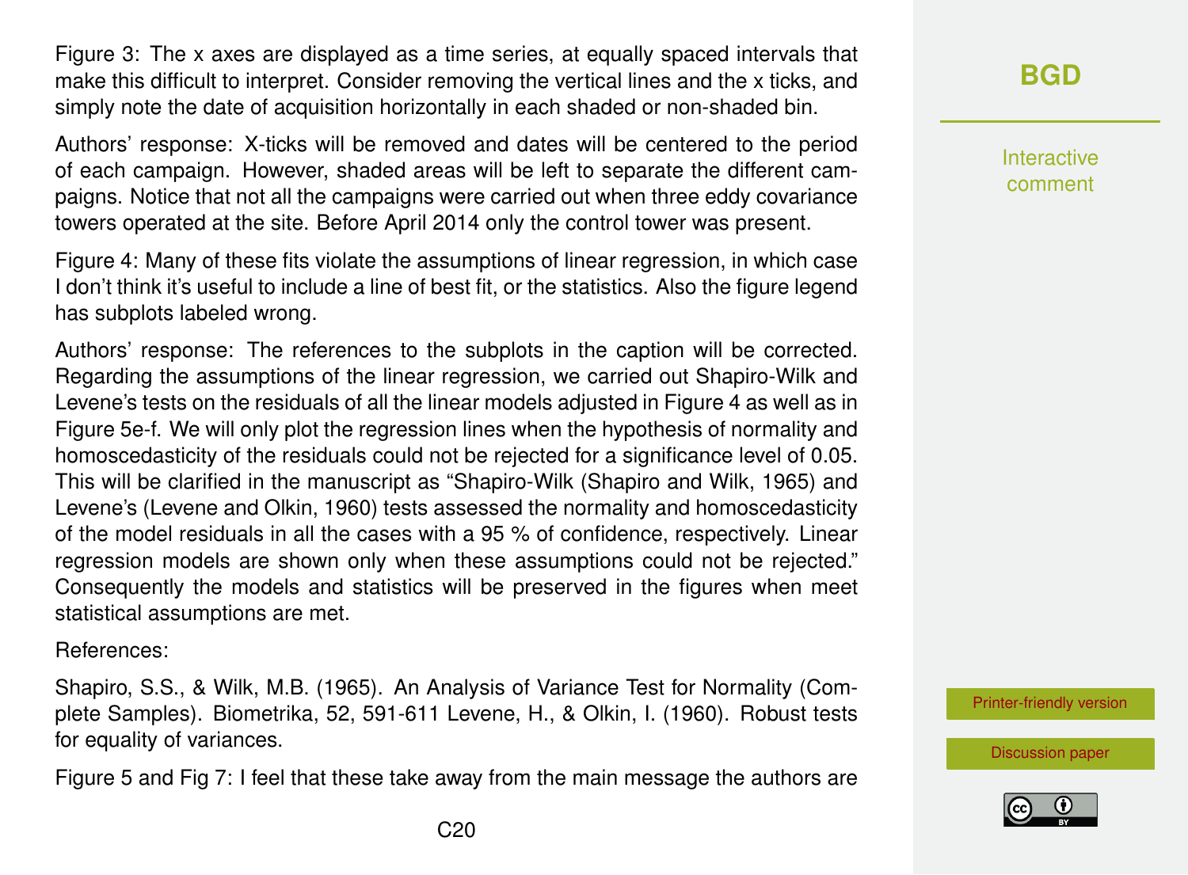Figure 3: The x axes are displayed as a time series, at equally spaced intervals that make this difficult to interpret. Consider removing the vertical lines and the x ticks, and simply note the date of acquisition horizontally in each shaded or non-shaded bin.

Authors' response: X-ticks will be removed and dates will be centered to the period of each campaign. However, shaded areas will be left to separate the different campaigns. Notice that not all the campaigns were carried out when three eddy covariance towers operated at the site. Before April 2014 only the control tower was present.

Figure 4: Many of these fits violate the assumptions of linear regression, in which case I don't think it's useful to include a line of best fit, or the statistics. Also the figure legend has subplots labeled wrong.

Authors' response: The references to the subplots in the caption will be corrected. Regarding the assumptions of the linear regression, we carried out Shapiro-Wilk and Levene's tests on the residuals of all the linear models adjusted in Figure 4 as well as in Figure 5e-f. We will only plot the regression lines when the hypothesis of normality and homoscedasticity of the residuals could not be rejected for a significance level of 0.05. This will be clarified in the manuscript as "Shapiro-Wilk (Shapiro and Wilk, 1965) and Levene's (Levene and Olkin, 1960) tests assessed the normality and homoscedasticity of the model residuals in all the cases with a 95 % of confidence, respectively. Linear regression models are shown only when these assumptions could not be rejected." Consequently the models and statistics will be preserved in the figures when meet statistical assumptions are met.

References:

Shapiro, S.S., & Wilk, M.B. (1965). An Analysis of Variance Test for Normality (Complete Samples). Biometrika, 52, 591-611 Levene, H., & Olkin, I. (1960). Robust tests for equality of variances.

Figure 5 and Fig 7: I feel that these take away from the main message the authors are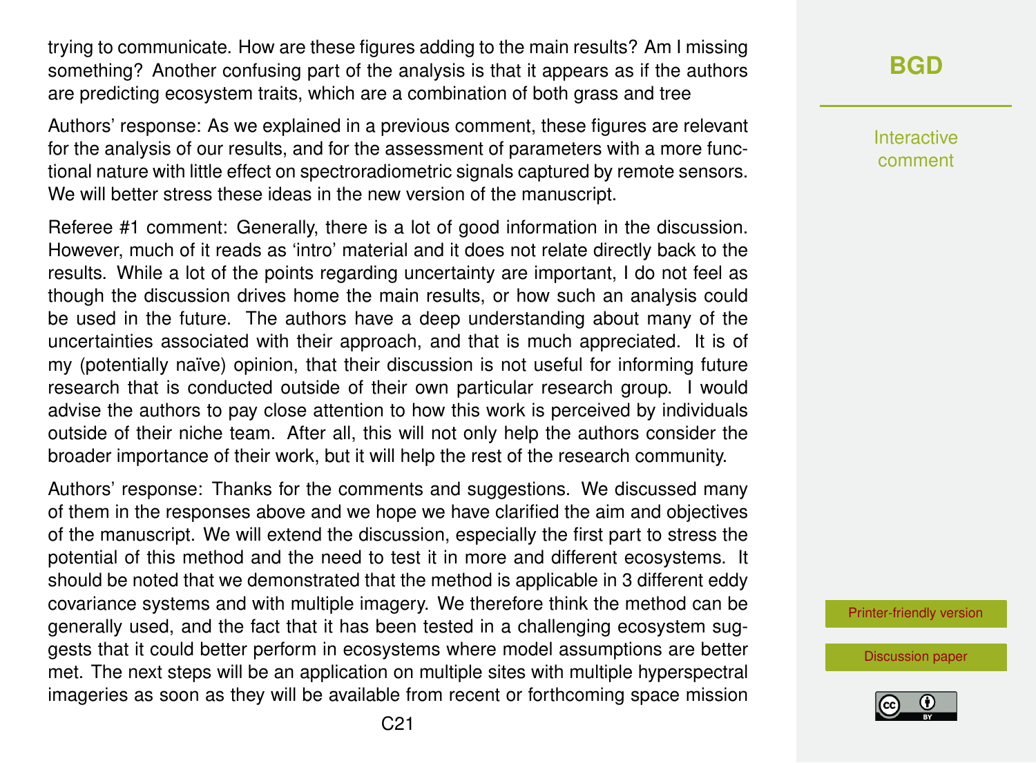trying to communicate. How are these figures adding to the main results? Am I missing something? Another confusing part of the analysis is that it appears as if the authors are predicting ecosystem traits, which are a combination of both grass and tree

Authors' response: As we explained in a previous comment, these figures are relevant for the analysis of our results, and for the assessment of parameters with a more functional nature with little effect on spectroradiometric signals captured by remote sensors. We will better stress these ideas in the new version of the manuscript.

Referee #1 comment: Generally, there is a lot of good information in the discussion. However, much of it reads as 'intro' material and it does not relate directly back to the results. While a lot of the points regarding uncertainty are important, I do not feel as though the discussion drives home the main results, or how such an analysis could be used in the future. The authors have a deep understanding about many of the uncertainties associated with their approach, and that is much appreciated. It is of my (potentially naïve) opinion, that their discussion is not useful for informing future research that is conducted outside of their own particular research group. I would advise the authors to pay close attention to how this work is perceived by individuals outside of their niche team. After all, this will not only help the authors consider the broader importance of their work, but it will help the rest of the research community.

Authors' response: Thanks for the comments and suggestions. We discussed many of them in the responses above and we hope we have clarified the aim and objectives of the manuscript. We will extend the discussion, especially the first part to stress the potential of this method and the need to test it in more and different ecosystems. It should be noted that we demonstrated that the method is applicable in 3 different eddy covariance systems and with multiple imagery. We therefore think the method can be generally used, and the fact that it has been tested in a challenging ecosystem suggests that it could better perform in ecosystems where model assumptions are better met. The next steps will be an application on multiple sites with multiple hyperspectral imageries as soon as they will be available from recent or forthcoming space mission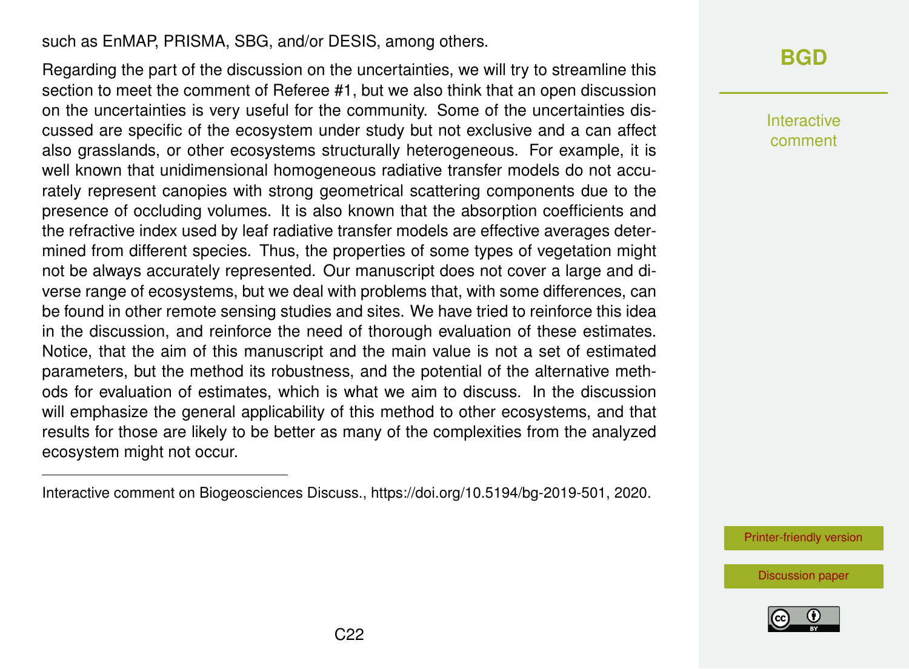such as EnMAP, PRISMA, SBG, and/or DESIS, among others.

Regarding the part of the discussion on the uncertainties, we will try to streamline this section to meet the comment of Referee #1, but we also think that an open discussion on the uncertainties is very useful for the community. Some of the uncertainties discussed are specific of the ecosystem under study but not exclusive and a can affect also grasslands, or other ecosystems structurally heterogeneous. For example, it is well known that unidimensional homogeneous radiative transfer models do not accurately represent canopies with strong geometrical scattering components due to the presence of occluding volumes. It is also known that the absorption coefficients and the refractive index used by leaf radiative transfer models are effective averages determined from different species. Thus, the properties of some types of vegetation might not be always accurately represented. Our manuscript does not cover a large and diverse range of ecosystems, but we deal with problems that, with some differences, can be found in other remote sensing studies and sites. We have tried to reinforce this idea in the discussion, and reinforce the need of thorough evaluation of these estimates. Notice, that the aim of this manuscript and the main value is not a set of estimated parameters, but the method its robustness, and the potential of the alternative methods for evaluation of estimates, which is what we aim to discuss. In the discussion will emphasize the general applicability of this method to other ecosystems, and that results for those are likely to be better as many of the complexities from the analyzed ecosystem might not occur.

---

Interactive comment on Biogeosciences Discuss., https://doi.org/10.5194/bg-2019-501, 2020.